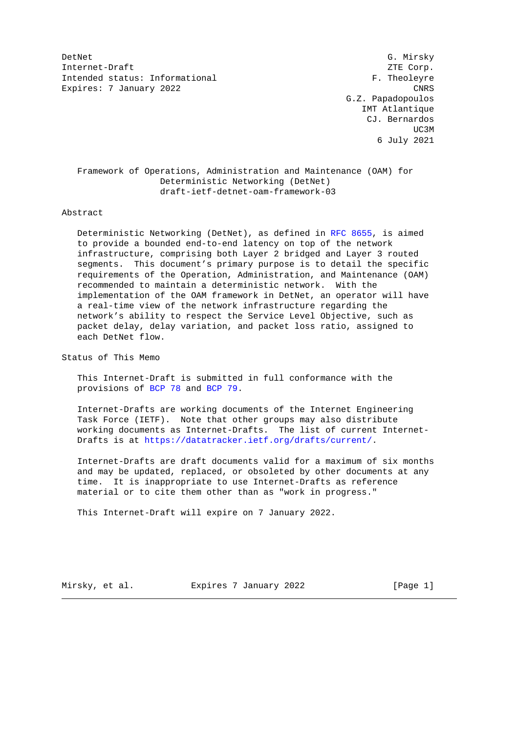DetNet G. Mirsky
Internet-Draft ZTE Corp.
Intended status: Informational F. Theoleyre
Expires: 7 January 2022 CNRS
G.Z. Papadopoulos
IMT Atlantique
CJ. Bernardos
UC3M
6 July 2021

# Framework of Operations, Administration and Maintenance (OAM) for Deterministic Networking (DetNet)

draft-ietf-detnet-oam-framework-03

## Abstract

Deterministic Networking (DetNet), as defined in RFC 8655, is aimed to provide a bounded end-to-end latency on top of the network infrastructure, comprising both Layer 2 bridged and Layer 3 routed segments. This document's primary purpose is to detail the specific requirements of the Operation, Administration, and Maintenance (OAM) recommended to maintain a deterministic network. With the implementation of the OAM framework in DetNet, an operator will have a real-time view of the network infrastructure regarding the network's ability to respect the Service Level Objective, such as packet delay, delay variation, and packet loss ratio, assigned to each DetNet flow.

## Status of This Memo

This Internet-Draft is submitted in full conformance with the provisions of BCP 78 and BCP 79.

Internet-Drafts are working documents of the Internet Engineering Task Force (IETF). Note that other groups may also distribute working documents as Internet-Drafts. The list of current Internet-Drafts is at https://datatracker.ietf.org/drafts/current/.

Internet-Drafts are draft documents valid for a maximum of six months and may be updated, replaced, or obsoleted by other documents at any time. It is inappropriate to use Internet-Drafts as reference material or to cite them other than as "work in progress."

This Internet-Draft will expire on 7 January 2022.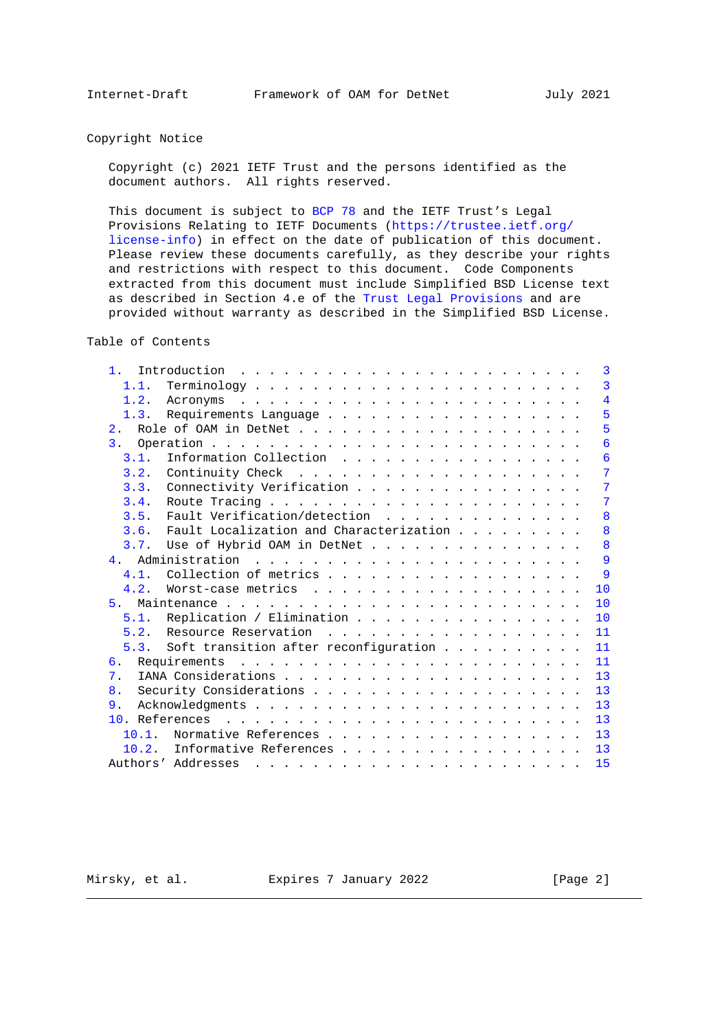## Copyright Notice

Copyright (c) 2021 IETF Trust and the persons identified as the document authors. All rights reserved.

This document is subject to BCP 78 and the IETF Trust's Legal Provisions Relating to IETF Documents (https://trustee.ietf.org/license-info) in effect on the date of publication of this document. Please review these documents carefully, as they describe your rights and restrictions with respect to this document. Code Components extracted from this document must include Simplified BSD License text as described in Section 4.e of the Trust Legal Provisions and are provided without warranty as described in the Simplified BSD License.

## Table of Contents

- 1. Introduction . . . 3
  - 1.1. Terminology . . . 3
  - 1.2. Acronyms . . . 4
  - 1.3. Requirements Language . . . 5
- 2. Role of OAM in DetNet . . . 5
- 3. Operation . . . 6
  - 3.1. Information Collection . . . 6
  - 3.2. Continuity Check . . . 7
  - 3.3. Connectivity Verification . . . 7
  - 3.4. Route Tracing . . . 7
  - 3.5. Fault Verification/detection . . . 8
  - 3.6. Fault Localization and Characterization . . . 8
  - 3.7. Use of Hybrid OAM in DetNet . . . 8
- 4. Administration . . . 9
  - 4.1. Collection of metrics . . . 9
  - 4.2. Worst-case metrics . . . 10
- 5. Maintenance . . . 10
  - 5.1. Replication / Elimination . . . 10
  - 5.2. Resource Reservation . . . 11
  - 5.3. Soft transition after reconfiguration . . . 11
- 6. Requirements . . . 11
- 7. IANA Considerations . . . 13
- 8. Security Considerations . . . 13
- 9. Acknowledgments . . . 13
- 10. References . . . 13
  - 10.1. Normative References . . . 13
  - 10.2. Informative References . . . 13
- Authors' Addresses . . . 15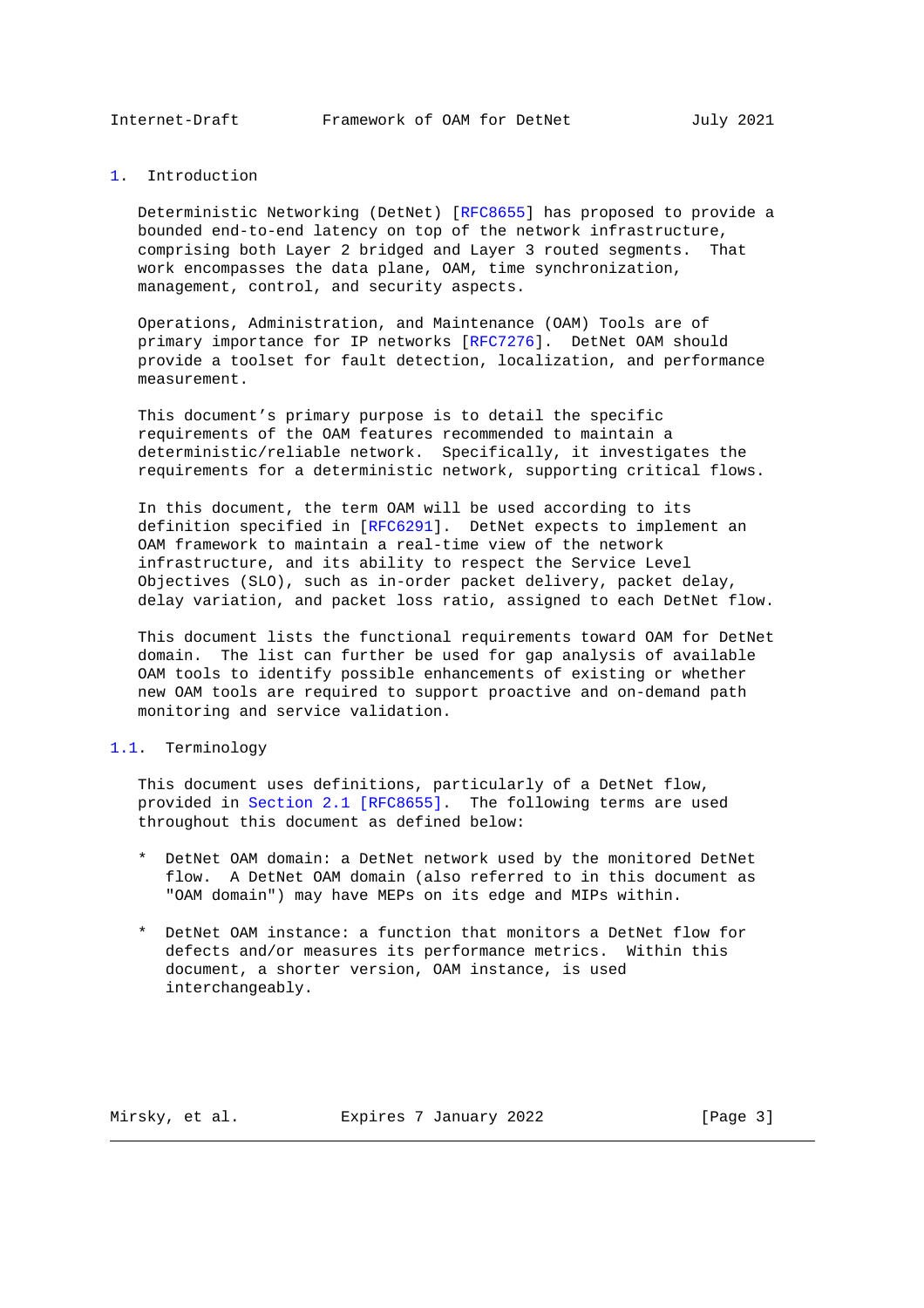## 1. Introduction

Deterministic Networking (DetNet) [RFC8655] has proposed to provide a bounded end-to-end latency on top of the network infrastructure, comprising both Layer 2 bridged and Layer 3 routed segments. That work encompasses the data plane, OAM, time synchronization, management, control, and security aspects.

Operations, Administration, and Maintenance (OAM) Tools are of primary importance for IP networks [RFC7276]. DetNet OAM should provide a toolset for fault detection, localization, and performance measurement.

This document's primary purpose is to detail the specific requirements of the OAM features recommended to maintain a deterministic/reliable network. Specifically, it investigates the requirements for a deterministic network, supporting critical flows.

In this document, the term OAM will be used according to its definition specified in [RFC6291]. DetNet expects to implement an OAM framework to maintain a real-time view of the network infrastructure, and its ability to respect the Service Level Objectives (SLO), such as in-order packet delivery, packet delay, delay variation, and packet loss ratio, assigned to each DetNet flow.

This document lists the functional requirements toward OAM for DetNet domain. The list can further be used for gap analysis of available OAM tools to identify possible enhancements of existing or whether new OAM tools are required to support proactive and on-demand path monitoring and service validation.

### 1.1. Terminology

This document uses definitions, particularly of a DetNet flow, provided in Section 2.1 [RFC8655]. The following terms are used throughout this document as defined below:

* DetNet OAM domain: a DetNet network used by the monitored DetNet flow. A DetNet OAM domain (also referred to in this document as "OAM domain") may have MEPs on its edge and MIPs within.

* DetNet OAM instance: a function that monitors a DetNet flow for defects and/or measures its performance metrics. Within this document, a shorter version, OAM instance, is used interchangeably.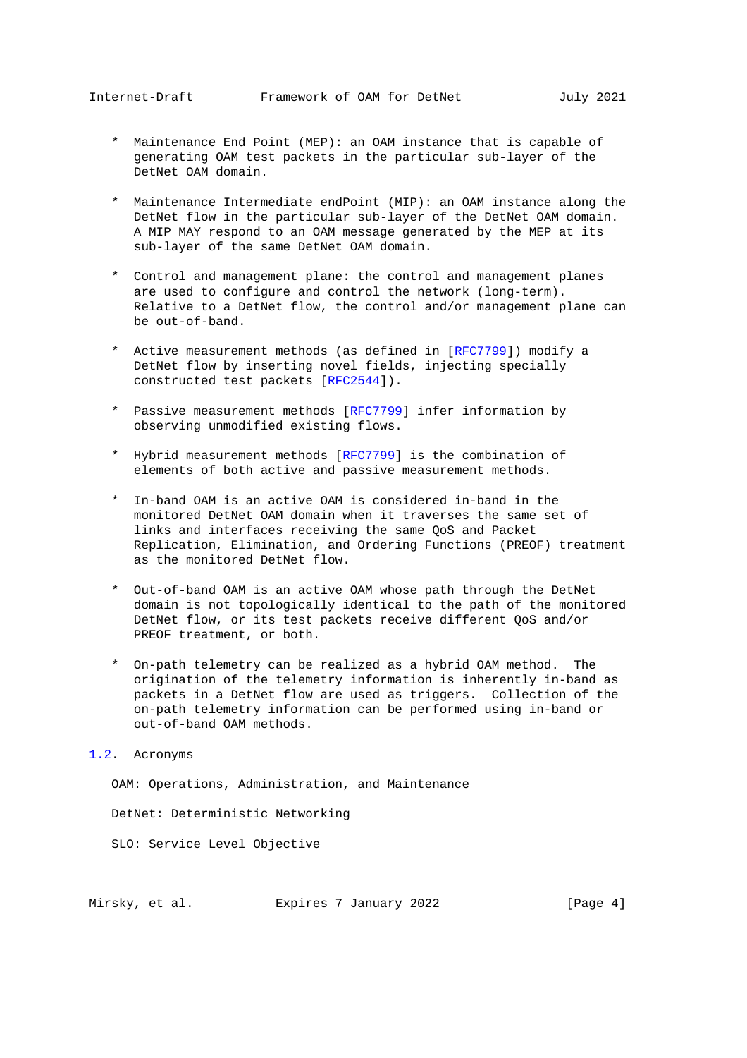* Maintenance End Point (MEP): an OAM instance that is capable of generating OAM test packets in the particular sub-layer of the DetNet OAM domain.

* Maintenance Intermediate endPoint (MIP): an OAM instance along the DetNet flow in the particular sub-layer of the DetNet OAM domain. A MIP MAY respond to an OAM message generated by the MEP at its sub-layer of the same DetNet OAM domain.

* Control and management plane: the control and management planes are used to configure and control the network (long-term). Relative to a DetNet flow, the control and/or management plane can be out-of-band.

* Active measurement methods (as defined in [RFC7799]) modify a DetNet flow by inserting novel fields, injecting specially constructed test packets [RFC2544]).

* Passive measurement methods [RFC7799] infer information by observing unmodified existing flows.

* Hybrid measurement methods [RFC7799] is the combination of elements of both active and passive measurement methods.

* In-band OAM is an active OAM is considered in-band in the monitored DetNet OAM domain when it traverses the same set of links and interfaces receiving the same QoS and Packet Replication, Elimination, and Ordering Functions (PREOF) treatment as the monitored DetNet flow.

* Out-of-band OAM is an active OAM whose path through the DetNet domain is not topologically identical to the path of the monitored DetNet flow, or its test packets receive different QoS and/or PREOF treatment, or both.

* On-path telemetry can be realized as a hybrid OAM method. The origination of the telemetry information is inherently in-band as packets in a DetNet flow are used as triggers. Collection of the on-path telemetry information can be performed using in-band or out-of-band OAM methods.

## 1.2. Acronyms

OAM: Operations, Administration, and Maintenance

DetNet: Deterministic Networking

SLO: Service Level Objective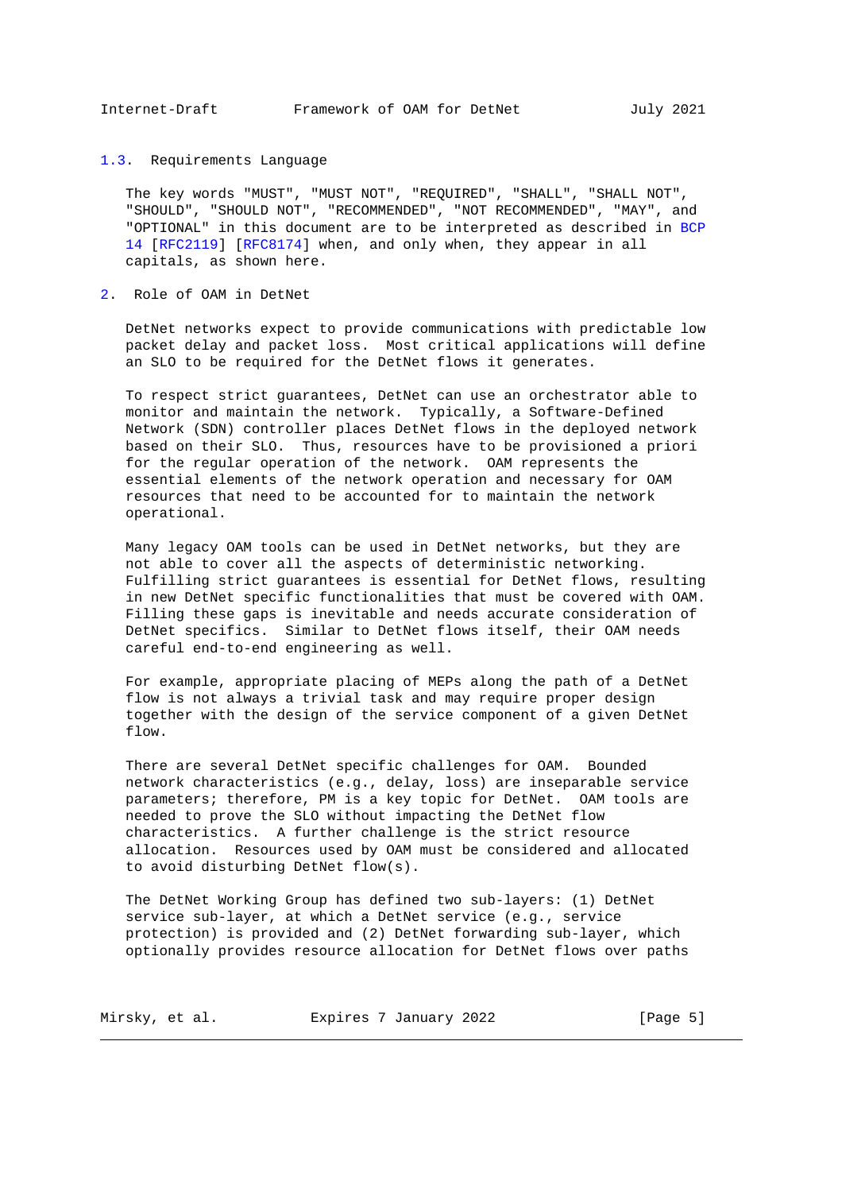### 1.3. Requirements Language

The key words "MUST", "MUST NOT", "REQUIRED", "SHALL", "SHALL NOT", "SHOULD", "SHOULD NOT", "RECOMMENDED", "NOT RECOMMENDED", "MAY", and "OPTIONAL" in this document are to be interpreted as described in BCP 14 [RFC2119] [RFC8174] when, and only when, they appear in all capitals, as shown here.

## 2. Role of OAM in DetNet

DetNet networks expect to provide communications with predictable low packet delay and packet loss. Most critical applications will define an SLO to be required for the DetNet flows it generates.

To respect strict guarantees, DetNet can use an orchestrator able to monitor and maintain the network. Typically, a Software-Defined Network (SDN) controller places DetNet flows in the deployed network based on their SLO. Thus, resources have to be provisioned a priori for the regular operation of the network. OAM represents the essential elements of the network operation and necessary for OAM resources that need to be accounted for to maintain the network operational.

Many legacy OAM tools can be used in DetNet networks, but they are not able to cover all the aspects of deterministic networking. Fulfilling strict guarantees is essential for DetNet flows, resulting in new DetNet specific functionalities that must be covered with OAM. Filling these gaps is inevitable and needs accurate consideration of DetNet specifics. Similar to DetNet flows itself, their OAM needs careful end-to-end engineering as well.

For example, appropriate placing of MEPs along the path of a DetNet flow is not always a trivial task and may require proper design together with the design of the service component of a given DetNet flow.

There are several DetNet specific challenges for OAM. Bounded network characteristics (e.g., delay, loss) are inseparable service parameters; therefore, PM is a key topic for DetNet. OAM tools are needed to prove the SLO without impacting the DetNet flow characteristics. A further challenge is the strict resource allocation. Resources used by OAM must be considered and allocated to avoid disturbing DetNet flow(s).

The DetNet Working Group has defined two sub-layers: (1) DetNet service sub-layer, at which a DetNet service (e.g., service protection) is provided and (2) DetNet forwarding sub-layer, which optionally provides resource allocation for DetNet flows over paths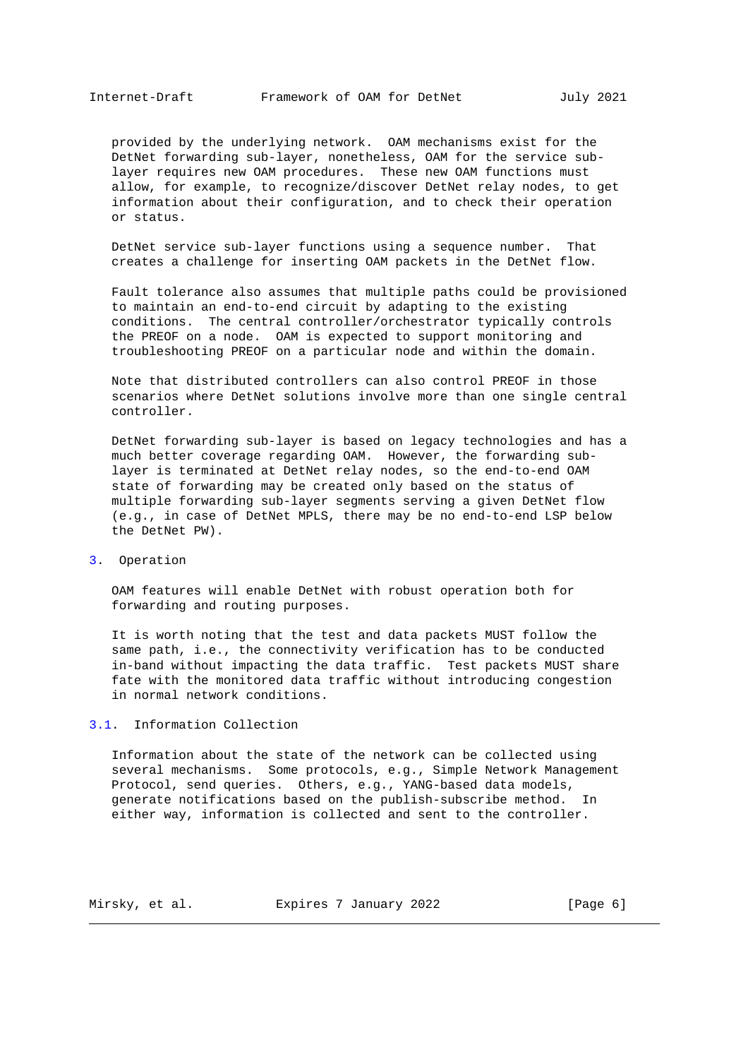provided by the underlying network. OAM mechanisms exist for the DetNet forwarding sub-layer, nonetheless, OAM for the service sub-layer requires new OAM procedures. These new OAM functions must allow, for example, to recognize/discover DetNet relay nodes, to get information about their configuration, and to check their operation or status.

DetNet service sub-layer functions using a sequence number. That creates a challenge for inserting OAM packets in the DetNet flow.

Fault tolerance also assumes that multiple paths could be provisioned to maintain an end-to-end circuit by adapting to the existing conditions. The central controller/orchestrator typically controls the PREOF on a node. OAM is expected to support monitoring and troubleshooting PREOF on a particular node and within the domain.

Note that distributed controllers can also control PREOF in those scenarios where DetNet solutions involve more than one single central controller.

DetNet forwarding sub-layer is based on legacy technologies and has a much better coverage regarding OAM. However, the forwarding sub-layer is terminated at DetNet relay nodes, so the end-to-end OAM state of forwarding may be created only based on the status of multiple forwarding sub-layer segments serving a given DetNet flow (e.g., in case of DetNet MPLS, there may be no end-to-end LSP below the DetNet PW).

## 3. Operation

OAM features will enable DetNet with robust operation both for forwarding and routing purposes.

It is worth noting that the test and data packets MUST follow the same path, i.e., the connectivity verification has to be conducted in-band without impacting the data traffic. Test packets MUST share fate with the monitored data traffic without introducing congestion in normal network conditions.

### 3.1. Information Collection

Information about the state of the network can be collected using several mechanisms. Some protocols, e.g., Simple Network Management Protocol, send queries. Others, e.g., YANG-based data models, generate notifications based on the publish-subscribe method. In either way, information is collected and sent to the controller.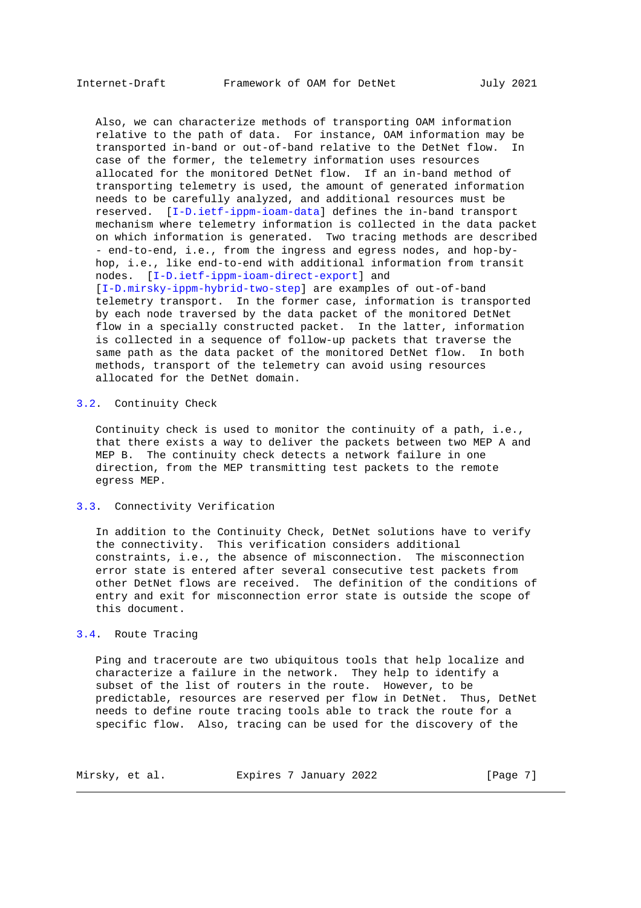Also, we can characterize methods of transporting OAM information relative to the path of data. For instance, OAM information may be transported in-band or out-of-band relative to the DetNet flow. In case of the former, the telemetry information uses resources allocated for the monitored DetNet flow. If an in-band method of transporting telemetry is used, the amount of generated information needs to be carefully analyzed, and additional resources must be reserved. [I-D.ietf-ippm-ioam-data] defines the in-band transport mechanism where telemetry information is collected in the data packet on which information is generated. Two tracing methods are described - end-to-end, i.e., from the ingress and egress nodes, and hop-by-hop, i.e., like end-to-end with additional information from transit nodes. [I-D.ietf-ippm-ioam-direct-export] and [I-D.mirsky-ippm-hybrid-two-step] are examples of out-of-band telemetry transport. In the former case, information is transported by each node traversed by the data packet of the monitored DetNet flow in a specially constructed packet. In the latter, information is collected in a sequence of follow-up packets that traverse the same path as the data packet of the monitored DetNet flow. In both methods, transport of the telemetry can avoid using resources allocated for the DetNet domain.

## 3.2. Continuity Check

Continuity check is used to monitor the continuity of a path, i.e., that there exists a way to deliver the packets between two MEP A and MEP B. The continuity check detects a network failure in one direction, from the MEP transmitting test packets to the remote egress MEP.

## 3.3. Connectivity Verification

In addition to the Continuity Check, DetNet solutions have to verify the connectivity. This verification considers additional constraints, i.e., the absence of misconnection. The misconnection error state is entered after several consecutive test packets from other DetNet flows are received. The definition of the conditions of entry and exit for misconnection error state is outside the scope of this document.

## 3.4. Route Tracing

Ping and traceroute are two ubiquitous tools that help localize and characterize a failure in the network. They help to identify a subset of the list of routers in the route. However, to be predictable, resources are reserved per flow in DetNet. Thus, DetNet needs to define route tracing tools able to track the route for a specific flow. Also, tracing can be used for the discovery of the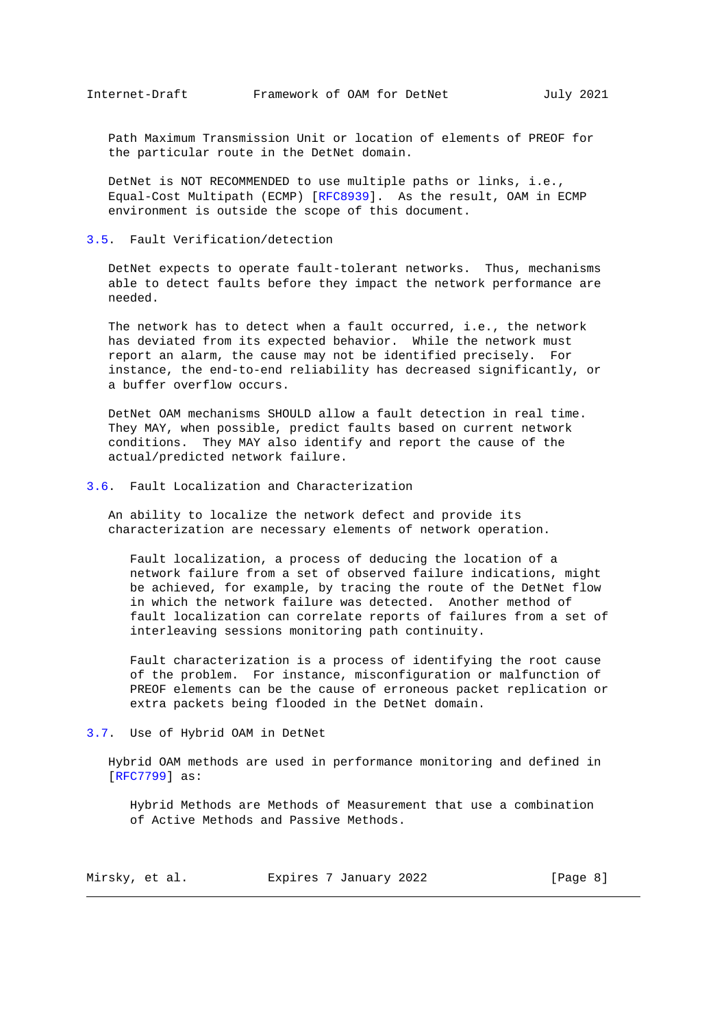Path Maximum Transmission Unit or location of elements of PREOF for the particular route in the DetNet domain.

DetNet is NOT RECOMMENDED to use multiple paths or links, i.e., Equal-Cost Multipath (ECMP) [RFC8939]. As the result, OAM in ECMP environment is outside the scope of this document.

### 3.5. Fault Verification/detection

DetNet expects to operate fault-tolerant networks. Thus, mechanisms able to detect faults before they impact the network performance are needed.

The network has to detect when a fault occurred, i.e., the network has deviated from its expected behavior. While the network must report an alarm, the cause may not be identified precisely. For instance, the end-to-end reliability has decreased significantly, or a buffer overflow occurs.

DetNet OAM mechanisms SHOULD allow a fault detection in real time. They MAY, when possible, predict faults based on current network conditions. They MAY also identify and report the cause of the actual/predicted network failure.

### 3.6. Fault Localization and Characterization

An ability to localize the network defect and provide its characterization are necessary elements of network operation.

> Fault localization, a process of deducing the location of a network failure from a set of observed failure indications, might be achieved, for example, by tracing the route of the DetNet flow in which the network failure was detected. Another method of fault localization can correlate reports of failures from a set of interleaving sessions monitoring path continuity.
>
> Fault characterization is a process of identifying the root cause of the problem. For instance, misconfiguration or malfunction of PREOF elements can be the cause of erroneous packet replication or extra packets being flooded in the DetNet domain.

### 3.7. Use of Hybrid OAM in DetNet

Hybrid OAM methods are used in performance monitoring and defined in [RFC7799] as:

> Hybrid Methods are Methods of Measurement that use a combination of Active Methods and Passive Methods.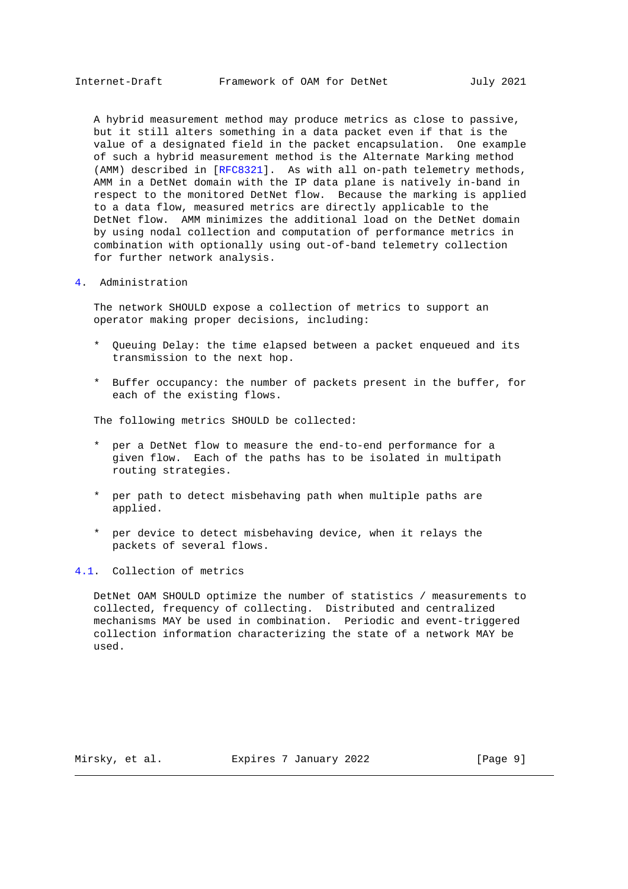A hybrid measurement method may produce metrics as close to passive, but it still alters something in a data packet even if that is the value of a designated field in the packet encapsulation. One example of such a hybrid measurement method is the Alternate Marking method (AMM) described in [RFC8321]. As with all on-path telemetry methods, AMM in a DetNet domain with the IP data plane is natively in-band in respect to the monitored DetNet flow. Because the marking is applied to a data flow, measured metrics are directly applicable to the DetNet flow. AMM minimizes the additional load on the DetNet domain by using nodal collection and computation of performance metrics in combination with optionally using out-of-band telemetry collection for further network analysis.

# 4. Administration

The network SHOULD expose a collection of metrics to support an operator making proper decisions, including:

* Queuing Delay: the time elapsed between a packet enqueued and its transmission to the next hop.

* Buffer occupancy: the number of packets present in the buffer, for each of the existing flows.

The following metrics SHOULD be collected:

* per a DetNet flow to measure the end-to-end performance for a given flow. Each of the paths has to be isolated in multipath routing strategies.

* per path to detect misbehaving path when multiple paths are applied.

* per device to detect misbehaving device, when it relays the packets of several flows.

## 4.1. Collection of metrics

DetNet OAM SHOULD optimize the number of statistics / measurements to collected, frequency of collecting. Distributed and centralized mechanisms MAY be used in combination. Periodic and event-triggered collection information characterizing the state of a network MAY be used.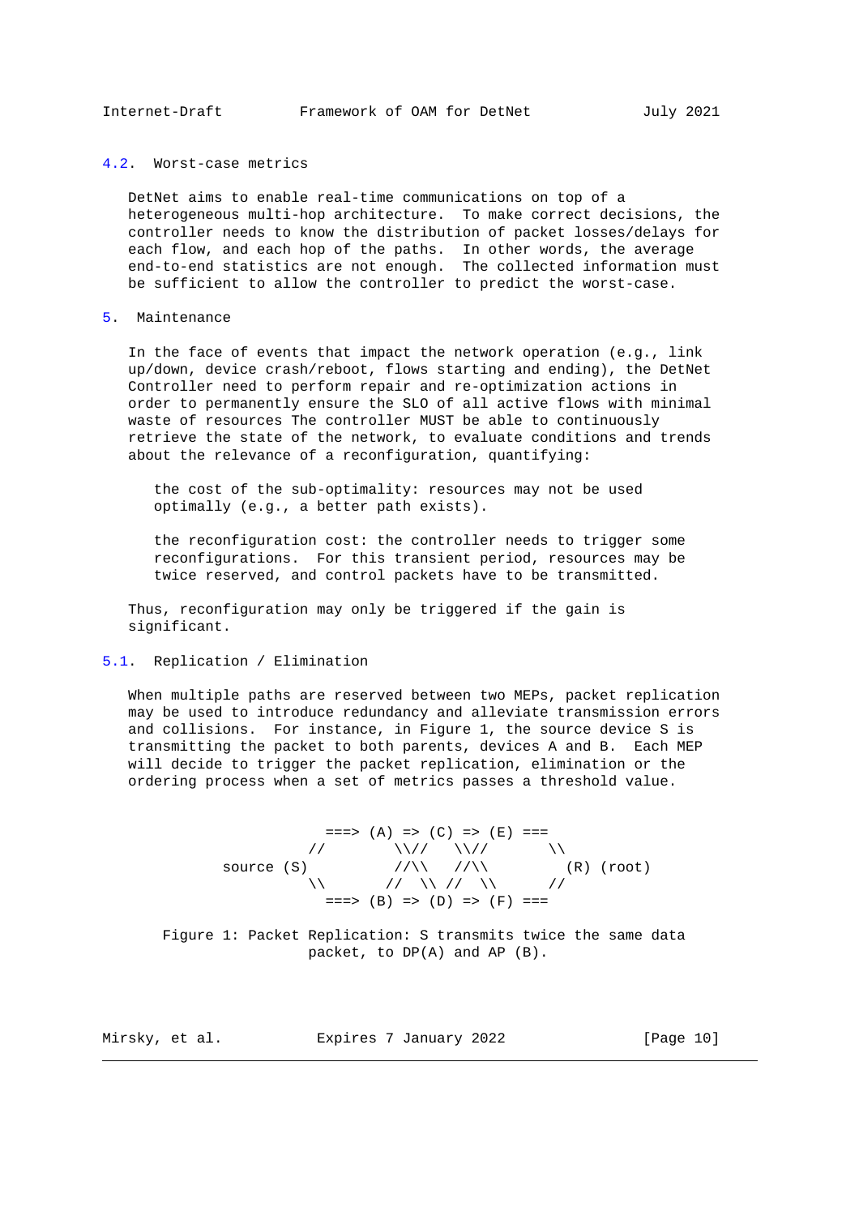### 4.2. Worst-case metrics

DetNet aims to enable real-time communications on top of a heterogeneous multi-hop architecture. To make correct decisions, the controller needs to know the distribution of packet losses/delays for each flow, and each hop of the paths. In other words, the average end-to-end statistics are not enough. The collected information must be sufficient to allow the controller to predict the worst-case.

## 5. Maintenance

In the face of events that impact the network operation (e.g., link up/down, device crash/reboot, flows starting and ending), the DetNet Controller need to perform repair and re-optimization actions in order to permanently ensure the SLO of all active flows with minimal waste of resources The controller MUST be able to continuously retrieve the state of the network, to evaluate conditions and trends about the relevance of a reconfiguration, quantifying:

the cost of the sub-optimality: resources may not be used optimally (e.g., a better path exists).

the reconfiguration cost: the controller needs to trigger some reconfigurations. For this transient period, resources may be twice reserved, and control packets have to be transmitted.

Thus, reconfiguration may only be triggered if the gain is significant.

### 5.1. Replication / Elimination

When multiple paths are reserved between two MEPs, packet replication may be used to introduce redundancy and alleviate transmission errors and collisions. For instance, in Figure 1, the source device S is transmitting the packet to both parents, devices A and B. Each MEP will decide to trigger the packet replication, elimination or the ordering process when a set of metrics passes a threshold value.

```
                 ===> (A) => (C) => (E) ===
               //        \\//   \\//       \\
     source (S)          //\\   //\\         (R) (root)
               \\       //  \\ //  \\      //
                 ===> (B) => (D) => (F) ===
```

Figure 1: Packet Replication: S transmits twice the same data packet, to DP(A) and AP (B).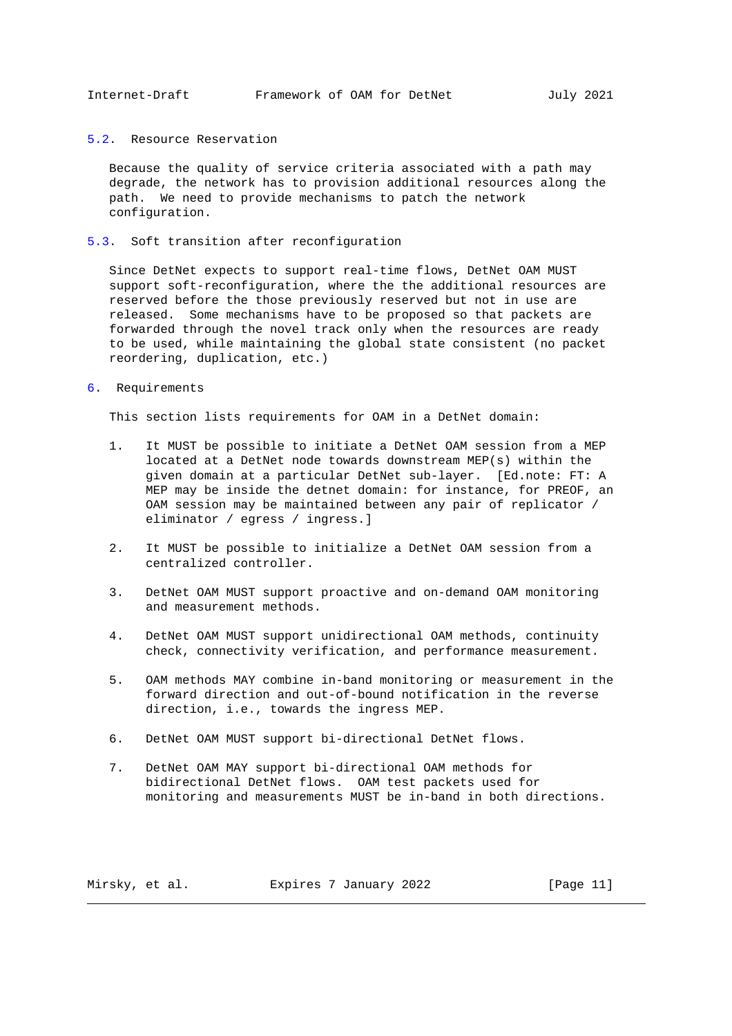### 5.2. Resource Reservation

Because the quality of service criteria associated with a path may degrade, the network has to provision additional resources along the path. We need to provide mechanisms to patch the network configuration.

### 5.3. Soft transition after reconfiguration

Since DetNet expects to support real-time flows, DetNet OAM MUST support soft-reconfiguration, where the the additional resources are reserved before the those previously reserved but not in use are released. Some mechanisms have to be proposed so that packets are forwarded through the novel track only when the resources are ready to be used, while maintaining the global state consistent (no packet reordering, duplication, etc.)

## 6. Requirements

This section lists requirements for OAM in a DetNet domain:

1. It MUST be possible to initiate a DetNet OAM session from a MEP located at a DetNet node towards downstream MEP(s) within the given domain at a particular DetNet sub-layer. [Ed.note: FT: A MEP may be inside the detnet domain: for instance, for PREOF, an OAM session may be maintained between any pair of replicator / eliminator / egress / ingress.]

2. It MUST be possible to initialize a DetNet OAM session from a centralized controller.

3. DetNet OAM MUST support proactive and on-demand OAM monitoring and measurement methods.

4. DetNet OAM MUST support unidirectional OAM methods, continuity check, connectivity verification, and performance measurement.

5. OAM methods MAY combine in-band monitoring or measurement in the forward direction and out-of-bound notification in the reverse direction, i.e., towards the ingress MEP.

6. DetNet OAM MUST support bi-directional DetNet flows.

7. DetNet OAM MAY support bi-directional OAM methods for bidirectional DetNet flows. OAM test packets used for monitoring and measurements MUST be in-band in both directions.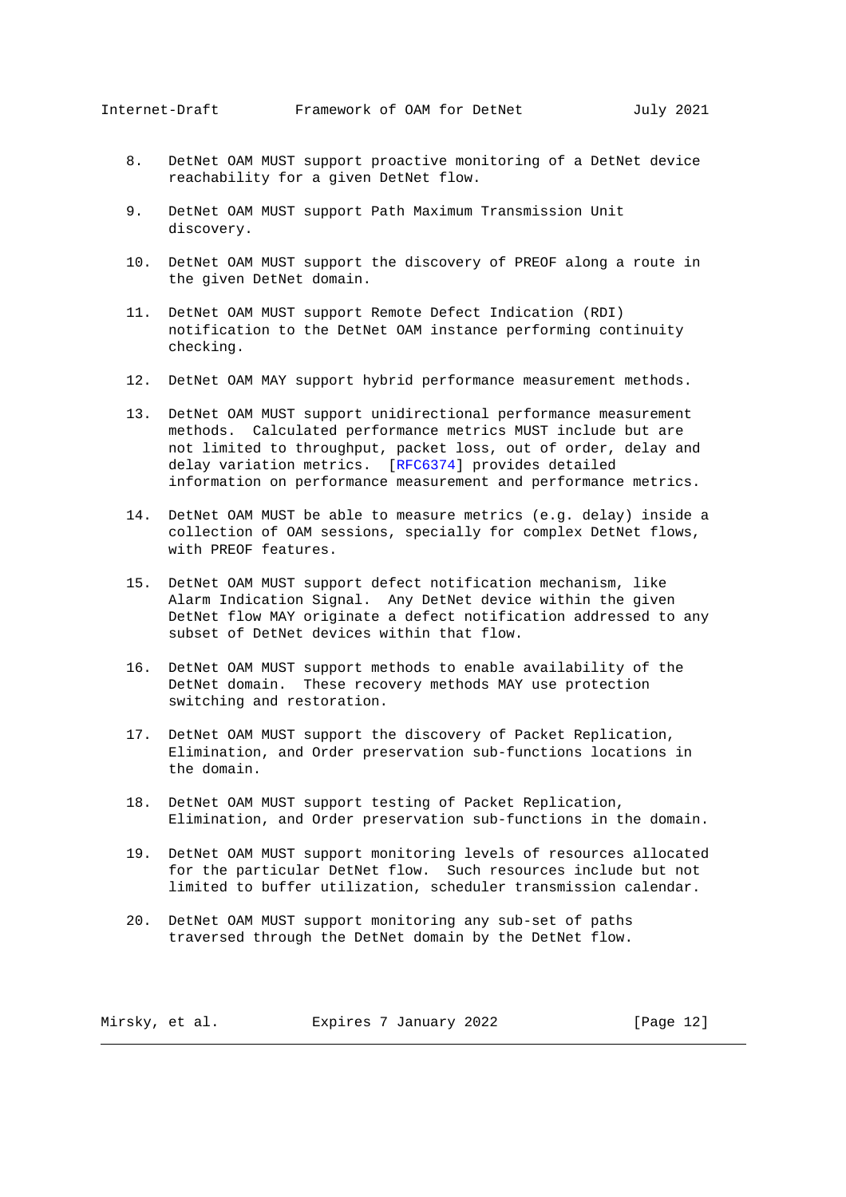8. DetNet OAM MUST support proactive monitoring of a DetNet device reachability for a given DetNet flow.

9. DetNet OAM MUST support Path Maximum Transmission Unit discovery.

10. DetNet OAM MUST support the discovery of PREOF along a route in the given DetNet domain.

11. DetNet OAM MUST support Remote Defect Indication (RDI) notification to the DetNet OAM instance performing continuity checking.

12. DetNet OAM MAY support hybrid performance measurement methods.

13. DetNet OAM MUST support unidirectional performance measurement methods. Calculated performance metrics MUST include but are not limited to throughput, packet loss, out of order, delay and delay variation metrics. [RFC6374] provides detailed information on performance measurement and performance metrics.

14. DetNet OAM MUST be able to measure metrics (e.g. delay) inside a collection of OAM sessions, specially for complex DetNet flows, with PREOF features.

15. DetNet OAM MUST support defect notification mechanism, like Alarm Indication Signal. Any DetNet device within the given DetNet flow MAY originate a defect notification addressed to any subset of DetNet devices within that flow.

16. DetNet OAM MUST support methods to enable availability of the DetNet domain. These recovery methods MAY use protection switching and restoration.

17. DetNet OAM MUST support the discovery of Packet Replication, Elimination, and Order preservation sub-functions locations in the domain.

18. DetNet OAM MUST support testing of Packet Replication, Elimination, and Order preservation sub-functions in the domain.

19. DetNet OAM MUST support monitoring levels of resources allocated for the particular DetNet flow. Such resources include but not limited to buffer utilization, scheduler transmission calendar.

20. DetNet OAM MUST support monitoring any sub-set of paths traversed through the DetNet domain by the DetNet flow.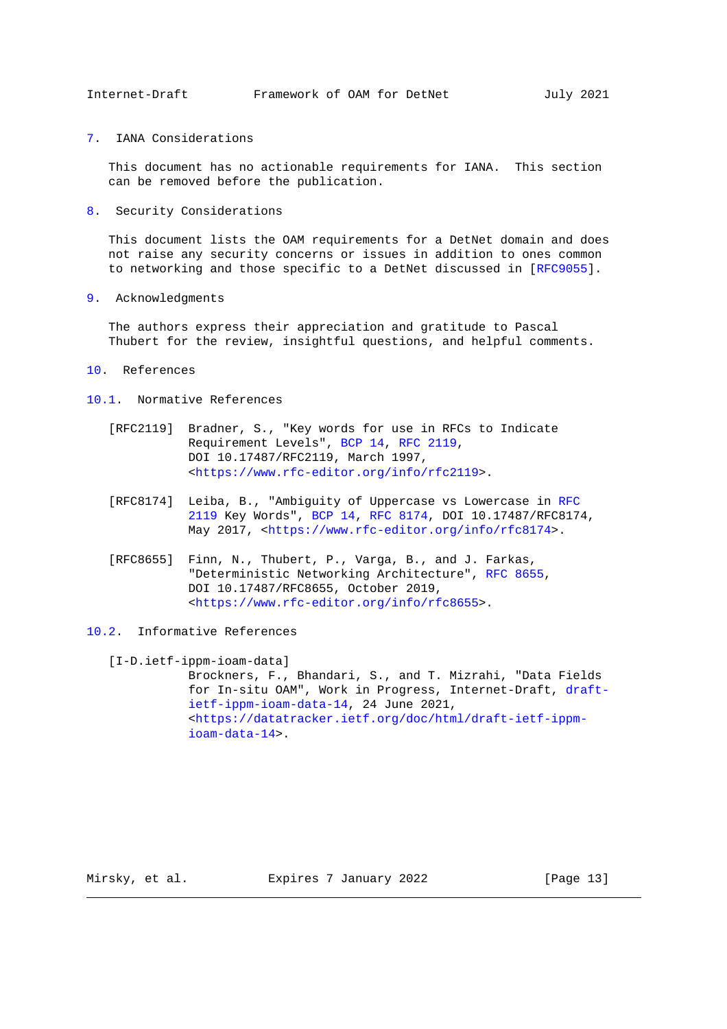## 7. IANA Considerations

This document has no actionable requirements for IANA. This section can be removed before the publication.

## 8. Security Considerations

This document lists the OAM requirements for a DetNet domain and does not raise any security concerns or issues in addition to ones common to networking and those specific to a DetNet discussed in [RFC9055].

## 9. Acknowledgments

The authors express their appreciation and gratitude to Pascal Thubert for the review, insightful questions, and helpful comments.

## 10. References

### 10.1. Normative References

[RFC2119] Bradner, S., "Key words for use in RFCs to Indicate Requirement Levels", BCP 14, RFC 2119, DOI 10.17487/RFC2119, March 1997, <https://www.rfc-editor.org/info/rfc2119>.

[RFC8174] Leiba, B., "Ambiguity of Uppercase vs Lowercase in RFC 2119 Key Words", BCP 14, RFC 8174, DOI 10.17487/RFC8174, May 2017, <https://www.rfc-editor.org/info/rfc8174>.

[RFC8655] Finn, N., Thubert, P., Varga, B., and J. Farkas, "Deterministic Networking Architecture", RFC 8655, DOI 10.17487/RFC8655, October 2019, <https://www.rfc-editor.org/info/rfc8655>.

### 10.2. Informative References

[I-D.ietf-ippm-ioam-data] Brockners, F., Bhandari, S., and T. Mizrahi, "Data Fields for In-situ OAM", Work in Progress, Internet-Draft, draft-ietf-ippm-ioam-data-14, 24 June 2021, <https://datatracker.ietf.org/doc/html/draft-ietf-ippm-ioam-data-14>.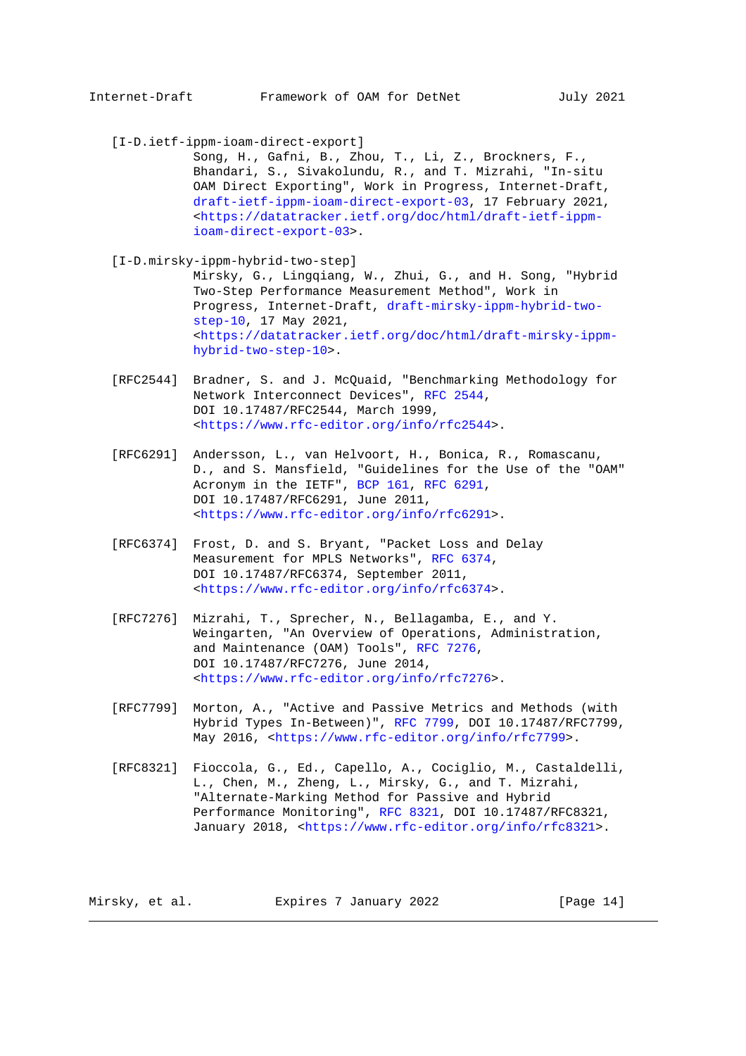[I-D.ietf-ippm-ioam-direct-export]
Song, H., Gafni, B., Zhou, T., Li, Z., Brockners, F., Bhandari, S., Sivakolundu, R., and T. Mizrahi, "In-situ OAM Direct Exporting", Work in Progress, Internet-Draft, draft-ietf-ippm-ioam-direct-export-03, 17 February 2021, <https://datatracker.ietf.org/doc/html/draft-ietf-ippm-ioam-direct-export-03>.

[I-D.mirsky-ippm-hybrid-two-step]
Mirsky, G., Lingqiang, W., Zhui, G., and H. Song, "Hybrid Two-Step Performance Measurement Method", Work in Progress, Internet-Draft, draft-mirsky-ippm-hybrid-two-step-10, 17 May 2021, <https://datatracker.ietf.org/doc/html/draft-mirsky-ippm-hybrid-two-step-10>.

[RFC2544] Bradner, S. and J. McQuaid, "Benchmarking Methodology for Network Interconnect Devices", RFC 2544, DOI 10.17487/RFC2544, March 1999, <https://www.rfc-editor.org/info/rfc2544>.

[RFC6291] Andersson, L., van Helvoort, H., Bonica, R., Romascanu, D., and S. Mansfield, "Guidelines for the Use of the "OAM" Acronym in the IETF", BCP 161, RFC 6291, DOI 10.17487/RFC6291, June 2011, <https://www.rfc-editor.org/info/rfc6291>.

[RFC6374] Frost, D. and S. Bryant, "Packet Loss and Delay Measurement for MPLS Networks", RFC 6374, DOI 10.17487/RFC6374, September 2011, <https://www.rfc-editor.org/info/rfc6374>.

[RFC7276] Mizrahi, T., Sprecher, N., Bellagamba, E., and Y. Weingarten, "An Overview of Operations, Administration, and Maintenance (OAM) Tools", RFC 7276, DOI 10.17487/RFC7276, June 2014, <https://www.rfc-editor.org/info/rfc7276>.

[RFC7799] Morton, A., "Active and Passive Metrics and Methods (with Hybrid Types In-Between)", RFC 7799, DOI 10.17487/RFC7799, May 2016, <https://www.rfc-editor.org/info/rfc7799>.

[RFC8321] Fioccola, G., Ed., Capello, A., Cociglio, M., Castaldelli, L., Chen, M., Zheng, L., Mirsky, G., and T. Mizrahi, "Alternate-Marking Method for Passive and Hybrid Performance Monitoring", RFC 8321, DOI 10.17487/RFC8321, January 2018, <https://www.rfc-editor.org/info/rfc8321>.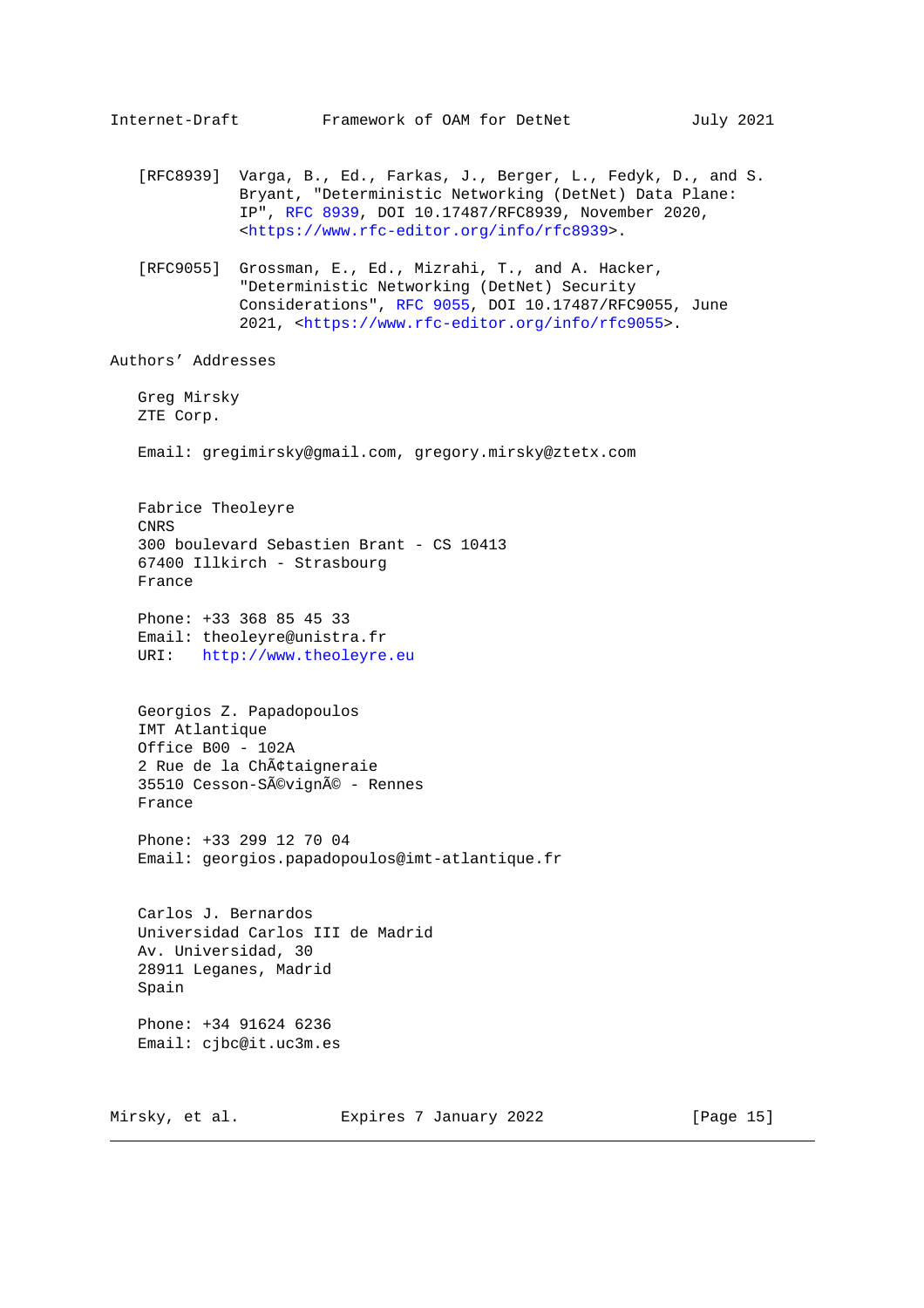[RFC8939] Varga, B., Ed., Farkas, J., Berger, L., Fedyk, D., and S. Bryant, "Deterministic Networking (DetNet) Data Plane: IP", RFC 8939, DOI 10.17487/RFC8939, November 2020, <https://www.rfc-editor.org/info/rfc8939>.

[RFC9055] Grossman, E., Ed., Mizrahi, T., and A. Hacker, "Deterministic Networking (DetNet) Security Considerations", RFC 9055, DOI 10.17487/RFC9055, June 2021, <https://www.rfc-editor.org/info/rfc9055>.

## Authors' Addresses

Greg Mirsky
ZTE Corp.

Email: gregimirsky@gmail.com, gregory.mirsky@ztetx.com

Fabrice Theoleyre
CNRS
300 boulevard Sebastien Brant - CS 10413
67400 Illkirch - Strasbourg
France

Phone: +33 368 85 45 33
Email: theoleyre@unistra.fr
URI: http://www.theoleyre.eu

Georgios Z. Papadopoulos
IMT Atlantique
Office B00 - 102A
2 Rue de la ChÃ¢taigneraie
35510 Cesson-SÃ©vignÃ© - Rennes
France

Phone: +33 299 12 70 04
Email: georgios.papadopoulos@imt-atlantique.fr

Carlos J. Bernardos
Universidad Carlos III de Madrid
Av. Universidad, 30
28911 Leganes, Madrid
Spain

Phone: +34 91624 6236
Email: cjbc@it.uc3m.es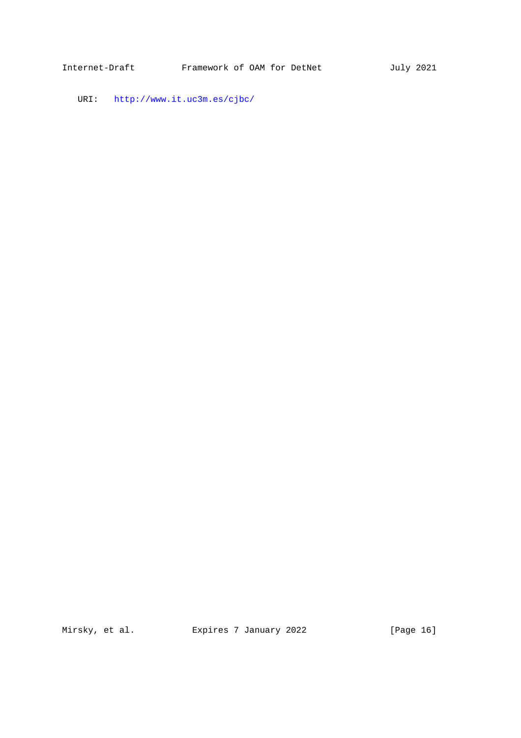URI:   http://www.it.uc3m.es/cjbc/